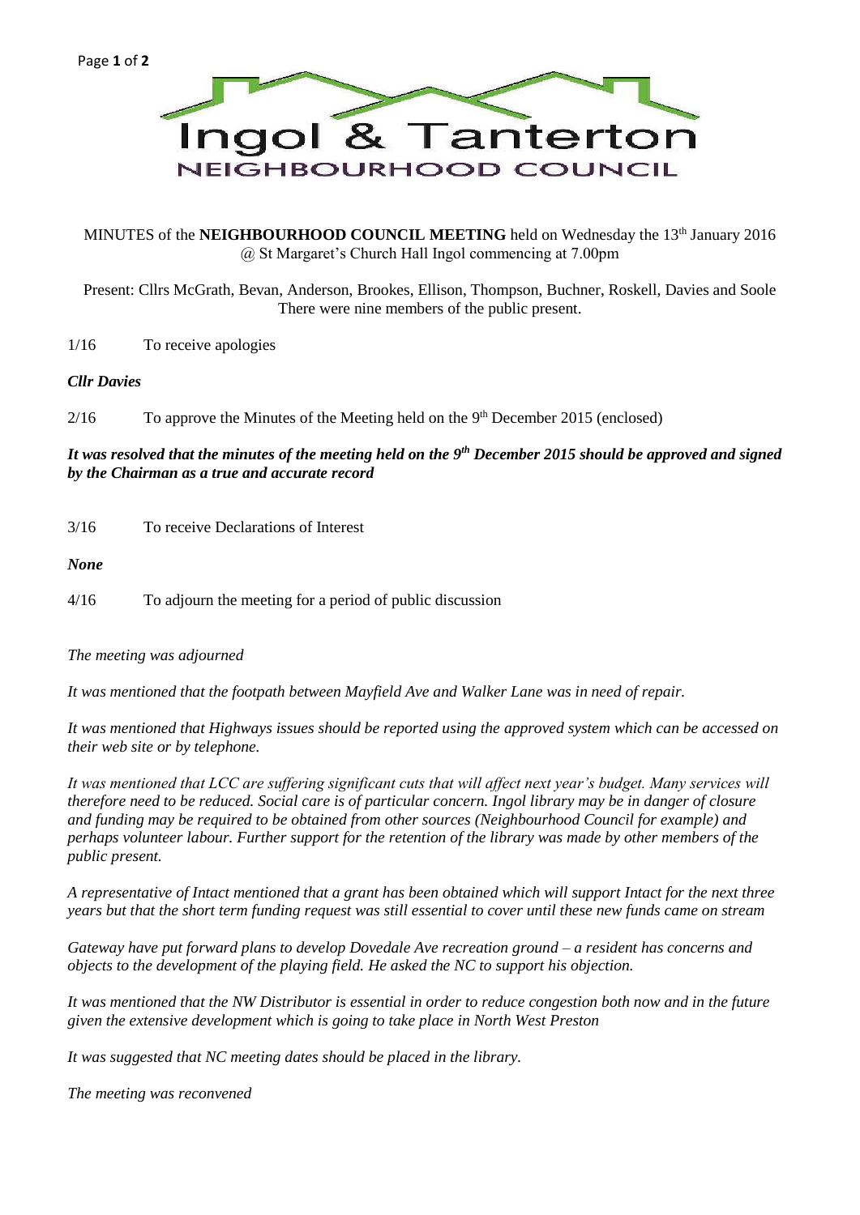# Ingol & Tanterton
## NEIGHBOURHOOD COUNCIL

MINUTES of the **NEIGHBOURHOOD COUNCIL MEETING** held on Wednesday the 13th January 2016 @ St Margaret's Church Hall Ingol commencing at 7.00pm

Present: Cllrs McGrath, Bevan, Anderson, Brookes, Ellison, Thompson, Buchner, Roskell, Davies and Soole
There were nine members of the public present.

1/16 To receive apologies

***Cllr Davies***

2/16 To approve the Minutes of the Meeting held on the 9th December 2015 (enclosed)

***It was resolved that the minutes of the meeting held on the 9th December 2015 should be approved and signed by the Chairman as a true and accurate record***

3/16 To receive Declarations of Interest

***None***

4/16 To adjourn the meeting for a period of public discussion

*The meeting was adjourned*

*It was mentioned that the footpath between Mayfield Ave and Walker Lane was in need of repair.*

*It was mentioned that Highways issues should be reported using the approved system which can be accessed on their web site or by telephone.*

*It was mentioned that LCC are suffering significant cuts that will affect next year's budget. Many services will therefore need to be reduced. Social care is of particular concern. Ingol library may be in danger of closure and funding may be required to be obtained from other sources (Neighbourhood Council for example) and perhaps volunteer labour. Further support for the retention of the library was made by other members of the public present.*

*A representative of Intact mentioned that a grant has been obtained which will support Intact for the next three years but that the short term funding request was still essential to cover until these new funds came on stream*

*Gateway have put forward plans to develop Dovedale Ave recreation ground – a resident has concerns and objects to the development of the playing field. He asked the NC to support his objection.*

*It was mentioned that the NW Distributor is essential in order to reduce congestion both now and in the future given the extensive development which is going to take place in North West Preston*

*It was suggested that NC meeting dates should be placed in the library.*

*The meeting was reconvened*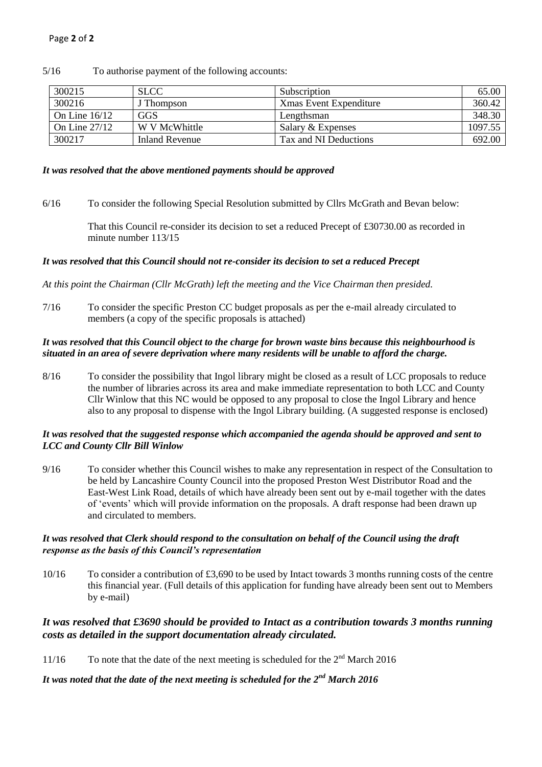5/16 To authorise payment of the following accounts:

| | | | |
|---|---|---|---|
| 300215 | SLCC | Subscription | 65.00 |
| 300216 | J Thompson | Xmas Event Expenditure | 360.42 |
| On Line 16/12 | GGS | Lengthsman | 348.30 |
| On Line 27/12 | W V McWhittle | Salary & Expenses | 1097.55 |
| 300217 | Inland Revenue | Tax and NI Deductions | 692.00 |

***It was resolved that the above mentioned payments should be approved***

6/16 To consider the following Special Resolution submitted by Cllrs McGrath and Bevan below:

That this Council re-consider its decision to set a reduced Precept of £30730.00 as recorded in minute number 113/15

***It was resolved that this Council should not re-consider its decision to set a reduced Precept***

*At this point the Chairman (Cllr McGrath) left the meeting and the Vice Chairman then presided.*

7/16 To consider the specific Preston CC budget proposals as per the e-mail already circulated to members (a copy of the specific proposals is attached)

***It was resolved that this Council object to the charge for brown waste bins because this neighbourhood is situated in an area of severe deprivation where many residents will be unable to afford the charge.***

8/16 To consider the possibility that Ingol library might be closed as a result of LCC proposals to reduce the number of libraries across its area and make immediate representation to both LCC and County Cllr Winlow that this NC would be opposed to any proposal to close the Ingol Library and hence also to any proposal to dispense with the Ingol Library building. (A suggested response is enclosed)

***It was resolved that the suggested response which accompanied the agenda should be approved and sent to LCC and County Cllr Bill Winlow***

9/16 To consider whether this Council wishes to make any representation in respect of the Consultation to be held by Lancashire County Council into the proposed Preston West Distributor Road and the East-West Link Road, details of which have already been sent out by e-mail together with the dates of 'events' which will provide information on the proposals. A draft response had been drawn up and circulated to members.

***It was resolved that Clerk should respond to the consultation on behalf of the Council using the draft response as the basis of this Council's representation***

10/16 To consider a contribution of £3,690 to be used by Intact towards 3 months running costs of the centre this financial year. (Full details of this application for funding have already been sent out to Members by e-mail)

***It was resolved that £3690 should be provided to Intact as a contribution towards 3 months running costs as detailed in the support documentation already circulated.***

11/16 To note that the date of the next meeting is scheduled for the 2nd March 2016

***It was noted that the date of the next meeting is scheduled for the 2nd March 2016***